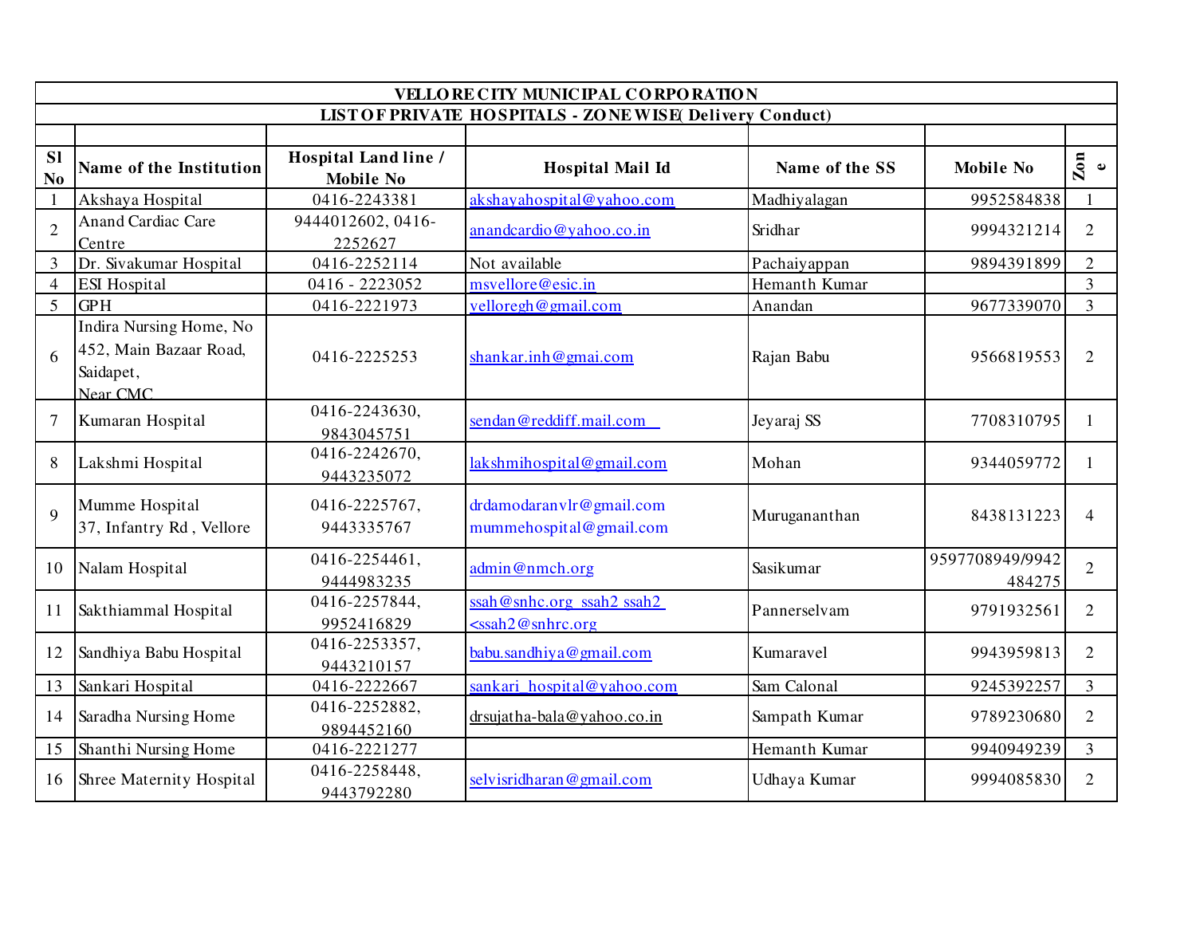| VELLORE CITY MUNICIPAL CORPORATION | | | | | | |
|---|---|---|---|---|---|---|
| LIST OF PRIVATE HOSPITALS - ZONEWISE( Delivery Conduct) | | | | | | |
| | | | | | | |
| **Sl No** | **Name of the Institution** | **Hospital Land line / Mobile No** | **Hospital Mail Id** | **Name of the SS** | **Mobile No** | **Zone** |
| 1 | Akshaya Hospital | 0416-2243381 | akshayahospital@yahoo.com | Madhiyalagan | 9952584838 | 1 |
| 2 | Anand Cardiac Care Centre | 9444012602, 0416-2252627 | anandcardio@yahoo.co.in | Sridhar | 9994321214 | 2 |
| 3 | Dr. Sivakumar Hospital | 0416-2252114 | Not available | Pachaiyappan | 9894391899 | 2 |
| 4 | ESI Hospital | 0416 - 2223052 | msvellore@esic.in | Hemanth Kumar | | 3 |
| 5 | GPH | 0416-2221973 | velloregh@gmail.com | Anandan | 9677339070 | 3 |
| 6 | Indira Nursing Home, No 452, Main Bazaar Road, Saidapet, Near CMC | 0416-2225253 | shankar.inh@gmai.com | Rajan Babu | 9566819553 | 2 |
| 7 | Kumaran Hospital | 0416-2243630, 9843045751 | sendan@reddiff.mail.com | Jeyaraj SS | 7708310795 | 1 |
| 8 | Lakshmi Hospital | 0416-2242670, 9443235072 | lakshmihospital@gmail.com | Mohan | 9344059772 | 1 |
| 9 | Mumme Hospital 37, Infantry Rd , Vellore | 0416-2225767, 9443335767 | drdamodaranvlr@gmail.com mummehospital@gmail.com | Murugananthan | 8438131223 | 4 |
| 10 | Nalam Hospital | 0416-2254461, 9444983235 | admin@nmch.org | Sasikumar | 9597708949/9942484275 | 2 |
| 11 | Sakthiammal Hospital | 0416-2257844, 9952416829 | ssah@snhc.org ssah2 ssah2 <ssah2@snhrc.org | Pannerselvam | 9791932561 | 2 |
| 12 | Sandhiya Babu Hospital | 0416-2253357, 9443210157 | babu.sandhiya@gmail.com | Kumaravel | 9943959813 | 2 |
| 13 | Sankari Hospital | 0416-2222667 | sankari_hospital@yahoo.com | Sam Calonal | 9245392257 | 3 |
| 14 | Saradha Nursing Home | 0416-2252882, 9894452160 | drsujatha-bala@yahoo.co.in | Sampath Kumar | 9789230680 | 2 |
| 15 | Shanthi Nursing Home | 0416-2221277 | | Hemanth Kumar | 9940949239 | 3 |
| 16 | Shree Maternity Hospital | 0416-2258448, 9443792280 | selvisridharan@gmail.com | Udhaya Kumar | 9994085830 | 2 |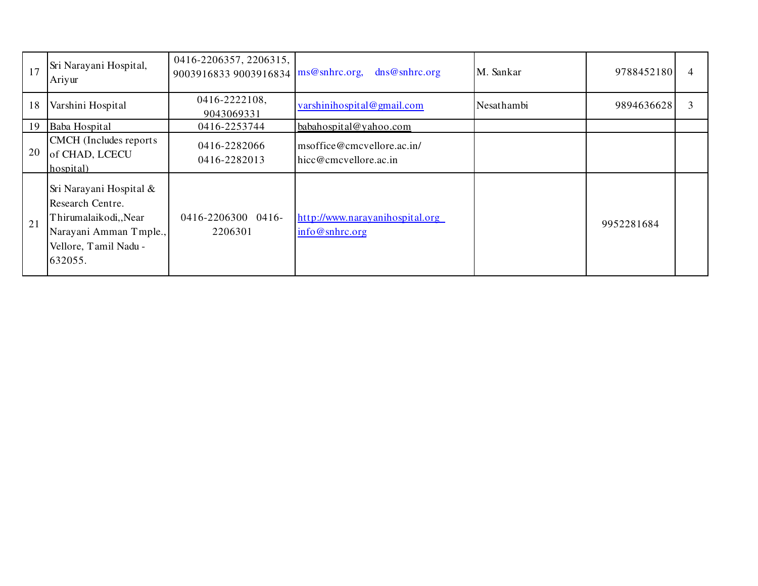| | | | | | | |
|---|---|---|---|---|---|---|
| 17 | Sri Narayani Hospital, Ariyur | 0416-2206357, 2206315, 9003916833 9003916834 | ms@snhrc.org, dns@snhrc.org | M. Sankar | 9788452180 | 4 |
| 18 | Varshini Hospital | 0416-2222108, 9043069331 | varshinihospital@gmail.com | Nesathambi | 9894636628 | 3 |
| 19 | Baba Hospital | 0416-2253744 | babahospital@yahoo.com | | | |
| 20 | CMCH (Includes reports of CHAD, LCECU hospital) | 0416-2282066 0416-2282013 | msoffice@cmcvellore.ac.in/ hicc@cmcvellore.ac.in | | | |
| 21 | Sri Narayani Hospital & Research Centre. Thirumalaikodi,,Near Narayani Amman Tmple., Vellore, Tamil Nadu - 632055. | 0416-2206300 0416-2206301 | http://www.narayanihospital.org info@snhrc.org | | 9952281684 | |